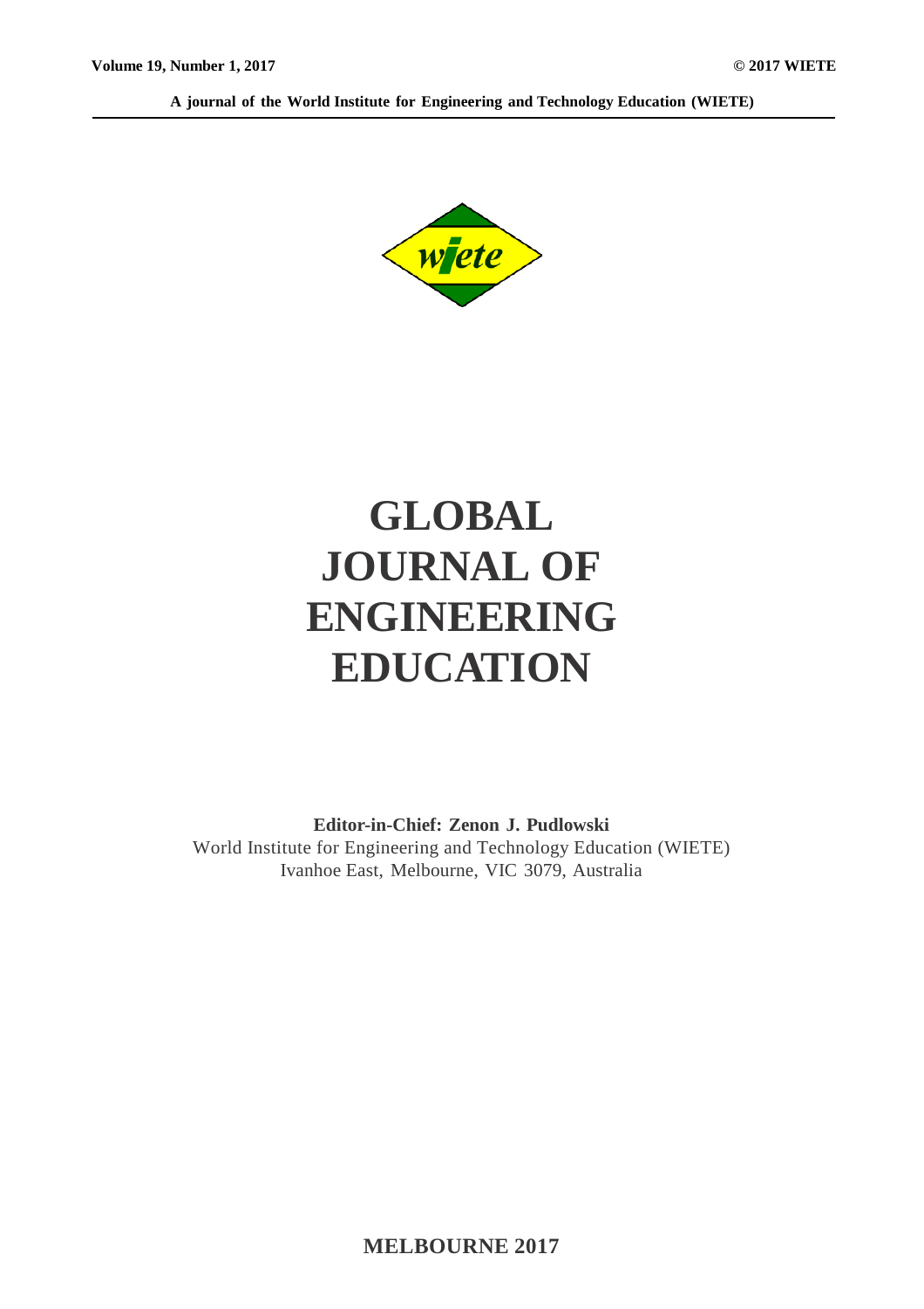Volume 19, Number 1, 2017

© 2017 WIETE

A journal of the World Institute for Engineering and Technology Education (WIETE)

# GLOBAL JOURNAL OF ENGINEERING EDUCATION

**Editor-in-Chief: Zenon J. Pudlowski**

World Institute for Engineering and Technology Education (WIETE)
Ivanhoe East, Melbourne, VIC 3079, Australia

**MELBOURNE 2017**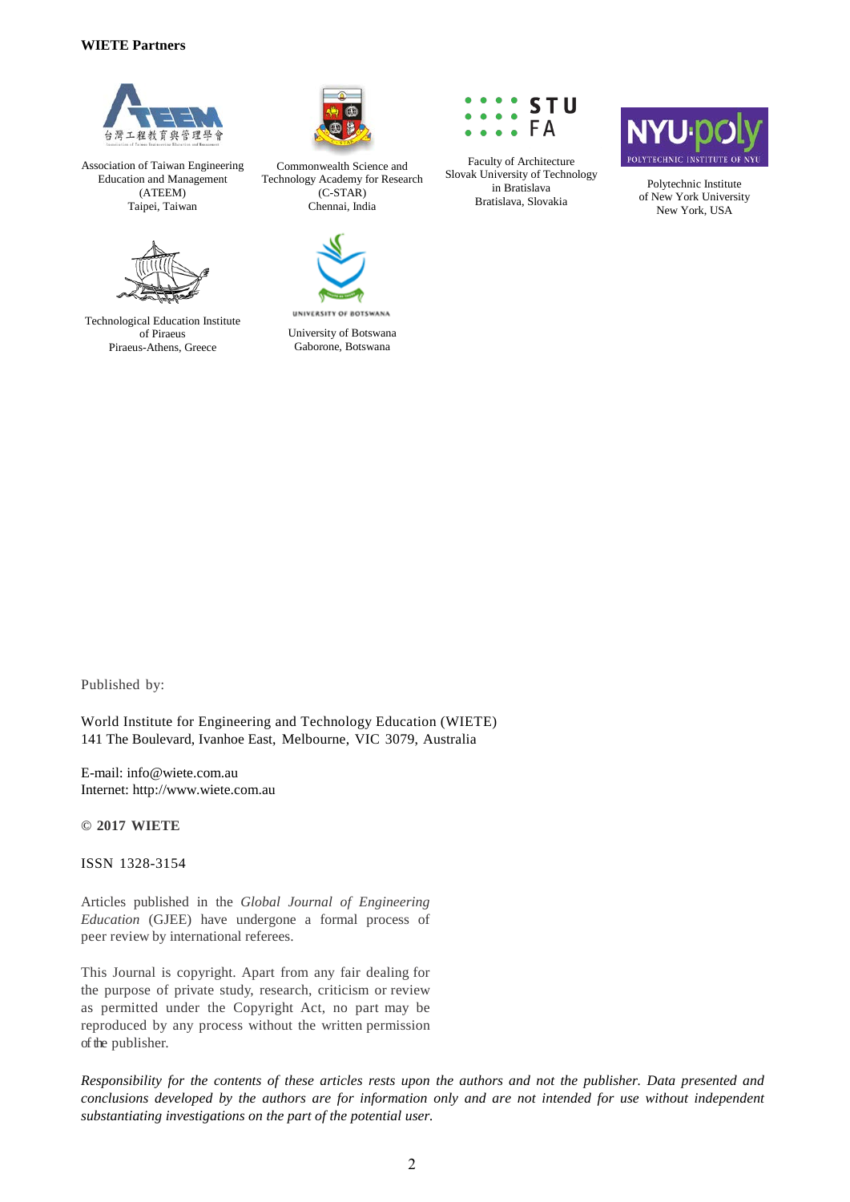**WIETE Partners**

Association of Taiwan Engineering Education and Management (ATEEM)
Taipei, Taiwan

Commonwealth Science and Technology Academy for Research (C-STAR)
Chennai, India

Faculty of Architecture
Slovak University of Technology in Bratislava
Bratislava, Slovakia

Polytechnic Institute of New York University
New York, USA

Technological Education Institute of Piraeus
Piraeus-Athens, Greece

University of Botswana
Gaborone, Botswana

Published by:

World Institute for Engineering and Technology Education (WIETE)
141 The Boulevard, Ivanhoe East, Melbourne, VIC 3079, Australia

E-mail: info@wiete.com.au
Internet: http://www.wiete.com.au

**© 2017 WIETE**

ISSN 1328-3154

Articles published in the *Global Journal of Engineering Education* (GJEE) have undergone a formal process of peer review by international referees.

This Journal is copyright. Apart from any fair dealing for the purpose of private study, research, criticism or review as permitted under the Copyright Act, no part may be reproduced by any process without the written permission of the publisher.

*Responsibility for the contents of these articles rests upon the authors and not the publisher. Data presented and conclusions developed by the authors are for information only and are not intended for use without independent substantiating investigations on the part of the potential user.*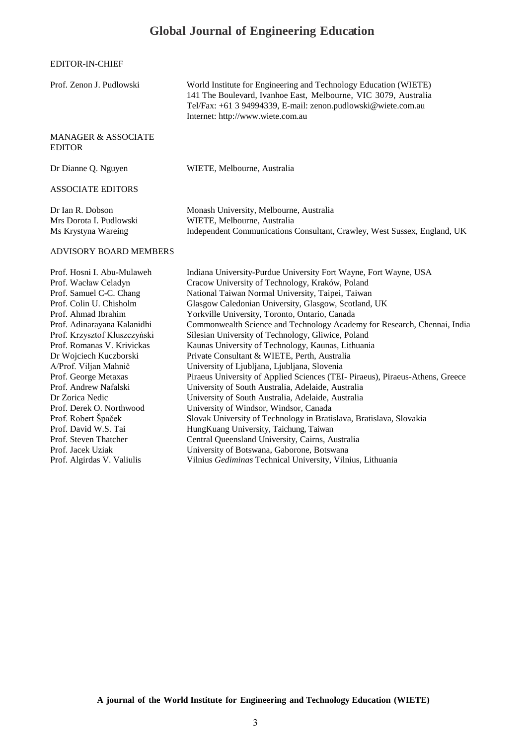# Global Journal of Engineering Education

## EDITOR-IN-CHIEF

| | |
|---|---|
| Prof. Zenon J. Pudlowski | World Institute for Engineering and Technology Education (WIETE)<br>141 The Boulevard, Ivanhoe East, Melbourne, VIC 3079, Australia<br>Tel/Fax: +61 3 94994339, E-mail: zenon.pudlowski@wiete.com.au<br>Internet: http://www.wiete.com.au |

## MANAGER & ASSOCIATE EDITOR

| | |
|---|---|
| Dr Dianne Q. Nguyen | WIETE, Melbourne, Australia |

## ASSOCIATE EDITORS

| | |
|---|---|
| Dr Ian R. Dobson | Monash University, Melbourne, Australia |
| Mrs Dorota I. Pudlowski | WIETE, Melbourne, Australia |
| Ms Krystyna Wareing | Independent Communications Consultant, Crawley, West Sussex, England, UK |

## ADVISORY BOARD MEMBERS

| | |
|---|---|
| Prof. Hosni I. Abu-Mulaweh | Indiana University-Purdue University Fort Wayne, Fort Wayne, USA |
| Prof. Wacław Celadyn | Cracow University of Technology, Kraków, Poland |
| Prof. Samuel C-C. Chang | National Taiwan Normal University, Taipei, Taiwan |
| Prof. Colin U. Chisholm | Glasgow Caledonian University, Glasgow, Scotland, UK |
| Prof. Ahmad Ibrahim | Yorkville University, Toronto, Ontario, Canada |
| Prof. Adinarayana Kalanidhi | Commonwealth Science and Technology Academy for Research, Chennai, India |
| Prof. Krzysztof Kluszczyński | Silesian University of Technology, Gliwice, Poland |
| Prof. Romanas V. Krivickas | Kaunas University of Technology, Kaunas, Lithuania |
| Dr Wojciech Kuczborski | Private Consultant & WIETE, Perth, Australia |
| A/Prof. Viljan Mahnič | University of Ljubljana, Ljubljana, Slovenia |
| Prof. George Metaxas | Piraeus University of Applied Sciences (TEI- Piraeus), Piraeus-Athens, Greece |
| Prof. Andrew Nafalski | University of South Australia, Adelaide, Australia |
| Dr Zorica Nedic | University of South Australia, Adelaide, Australia |
| Prof. Derek O. Northwood | University of Windsor, Windsor, Canada |
| Prof. Robert Špaček | Slovak University of Technology in Bratislava, Bratislava, Slovakia |
| Prof. David W.S. Tai | HungKuang University, Taichung, Taiwan |
| Prof. Steven Thatcher | Central Queensland University, Cairns, Australia |
| Prof. Jacek Uziak | University of Botswana, Gaborone, Botswana |
| Prof. Algirdas V. Valiulis | Vilnius *Gediminas* Technical University, Vilnius, Lithuania |

**A journal of the World Institute for Engineering and Technology Education (WIETE)**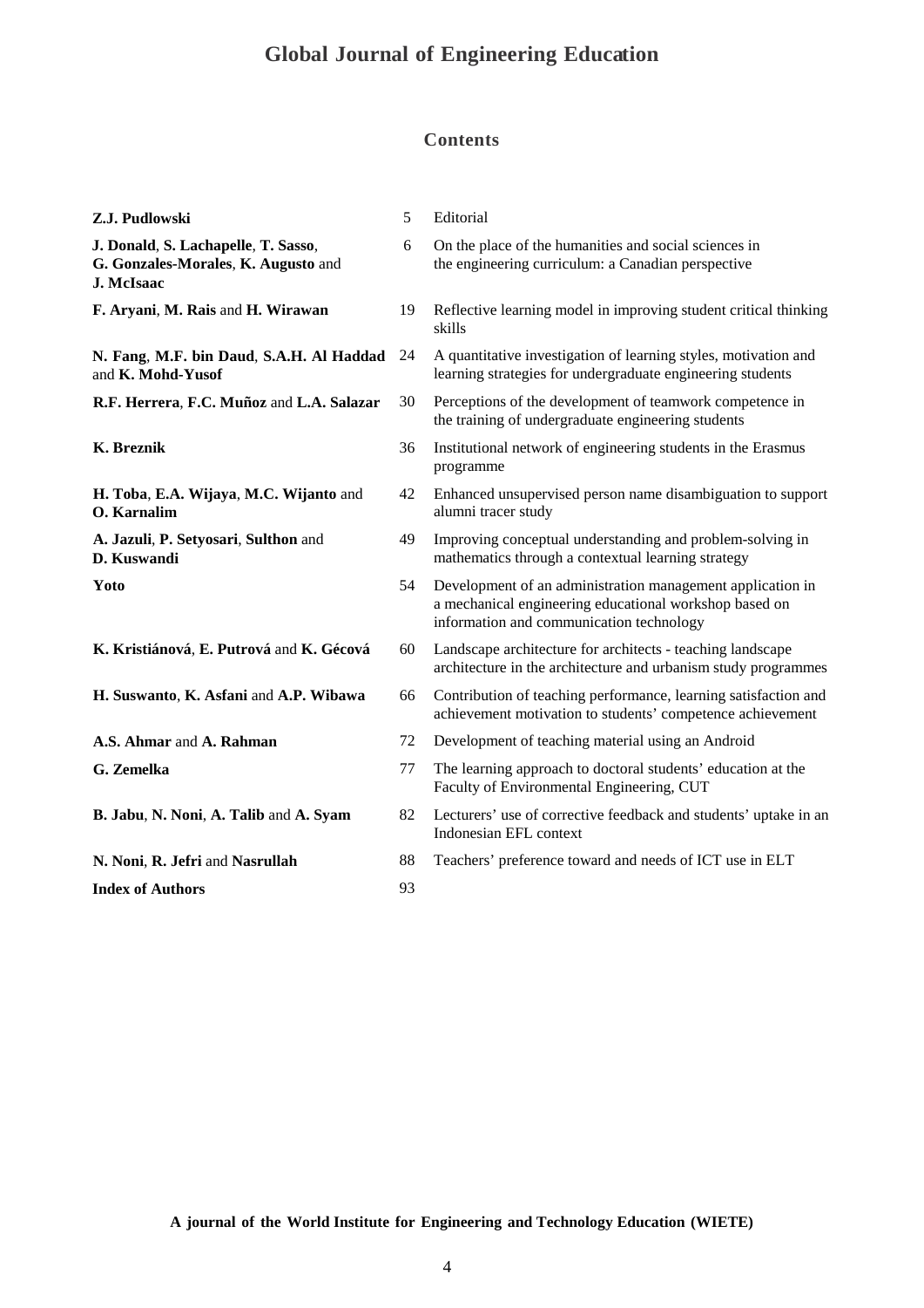# Global Journal of Engineering Education

## Contents

| | | |
|---|---|---|
| **Z.J. Pudlowski** | 5 | Editorial |
| **J. Donald**, **S. Lachapelle**, **T. Sasso**, **G. Gonzales-Morales**, **K. Augusto** and **J. McIsaac** | 6 | On the place of the humanities and social sciences in the engineering curriculum: a Canadian perspective |
| **F. Aryani**, **M. Rais** and **H. Wirawan** | 19 | Reflective learning model in improving student critical thinking skills |
| **N. Fang**, **M.F. bin Daud**, **S.A.H. Al Haddad** and **K. Mohd-Yusof** | 24 | A quantitative investigation of learning styles, motivation and learning strategies for undergraduate engineering students |
| **R.F. Herrera**, **F.C. Muñoz** and **L.A. Salazar** | 30 | Perceptions of the development of teamwork competence in the training of undergraduate engineering students |
| **K. Breznik** | 36 | Institutional network of engineering students in the Erasmus programme |
| **H. Toba**, **E.A. Wijaya**, **M.C. Wijanto** and **O. Karnalim** | 42 | Enhanced unsupervised person name disambiguation to support alumni tracer study |
| **A. Jazuli**, **P. Setyosari**, **Sulthon** and **D. Kuswandi** | 49 | Improving conceptual understanding and problem-solving in mathematics through a contextual learning strategy |
| **Yoto** | 54 | Development of an administration management application in a mechanical engineering educational workshop based on information and communication technology |
| **K. Kristiánová**, **E. Putrová** and **K. Gécová** | 60 | Landscape architecture for architects - teaching landscape architecture in the architecture and urbanism study programmes |
| **H. Suswanto**, **K. Asfani** and **A.P. Wibawa** | 66 | Contribution of teaching performance, learning satisfaction and achievement motivation to students' competence achievement |
| **A.S. Ahmar** and **A. Rahman** | 72 | Development of teaching material using an Android |
| **G. Zemelka** | 77 | The learning approach to doctoral students' education at the Faculty of Environmental Engineering, CUT |
| **B. Jabu**, **N. Noni**, **A. Talib** and **A. Syam** | 82 | Lecturers' use of corrective feedback and students' uptake in an Indonesian EFL context |
| **N. Noni**, **R. Jefri** and **Nasrullah** | 88 | Teachers' preference toward and needs of ICT use in ELT |
| **Index of Authors** | 93 | |

**A journal of the World Institute for Engineering and Technology Education (WIETE)**